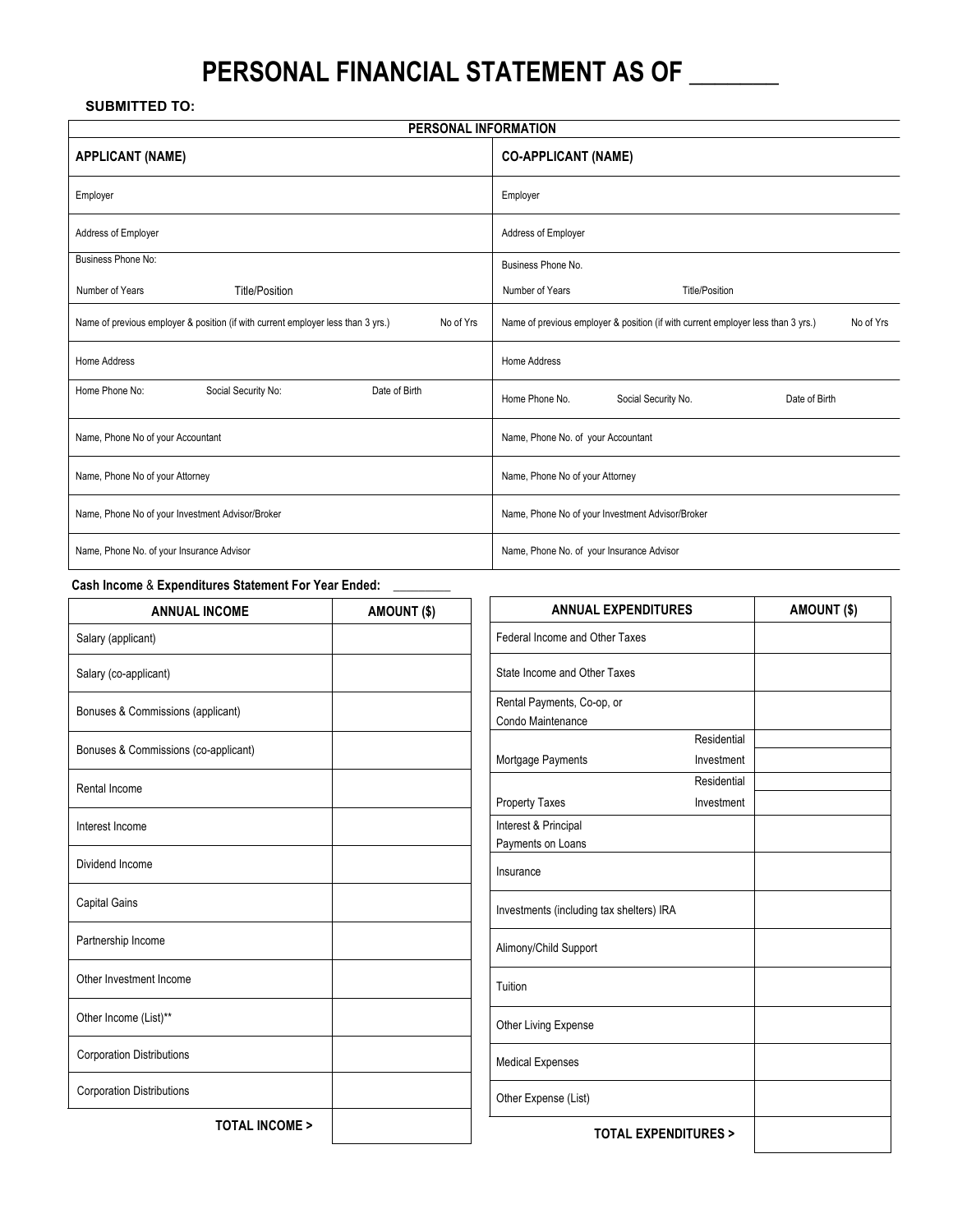# PERSONAL FINANCIAL STATEMENT AS OF _______

**SUBMITTED TO:**

| PERSONAL INFORMATION | |
|---|---|
| **APPLICANT (NAME)** | **CO-APPLICANT (NAME)** |
| Employer | Employer |
| Address of Employer | Address of Employer |
| Business Phone No: | Business Phone No. |
| Number of Years Title/Position | Number of Years Title/Position |
| Name of previous employer & position (if with current employer less than 3 yrs.) No of Yrs | Name of previous employer & position (if with current employer less than 3 yrs.) No of Yrs |
| Home Address | Home Address |
| Home Phone No: Social Security No: Date of Birth | Home Phone No. Social Security No. Date of Birth |
| Name, Phone No of your Accountant | Name, Phone No. of your Accountant |
| Name, Phone No of your Attorney | Name, Phone No of your Attorney |
| Name, Phone No of your Investment Advisor/Broker | Name, Phone No of your Investment Advisor/Broker |
| Name, Phone No. of your Insurance Advisor | Name, Phone No. of your Insurance Advisor |

**Cash Income & Expenditures Statement For Year Ended:** ________

| ANNUAL INCOME | AMOUNT ($) |
|---|---|
| Salary (applicant) | |
| Salary (co-applicant) | |
| Bonuses & Commissions (applicant) | |
| Bonuses & Commissions (co-applicant) | |
| Rental Income | |
| Interest Income | |
| Dividend Income | |
| Capital Gains | |
| Partnership Income | |
| Other Investment Income | |
| Other Income (List)** | |
| Corporation Distributions | |
| Corporation Distributions | |
| **TOTAL INCOME >** | |

| ANNUAL EXPENDITURES | | AMOUNT ($) |
|---|---|---|
| Federal Income and Other Taxes | | |
| State Income and Other Taxes | | |
| Rental Payments, Co-op, or Condo Maintenance | | |
| Mortgage Payments | Residential | |
| | Investment | |
| Property Taxes | Residential | |
| | Investment | |
| Interest & Principal Payments on Loans | | |
| Insurance | | |
| Investments (including tax shelters) IRA | | |
| Alimony/Child Support | | |
| Tuition | | |
| Other Living Expense | | |
| Medical Expenses | | |
| Other Expense (List) | | |
| **TOTAL EXPENDITURES >** | | |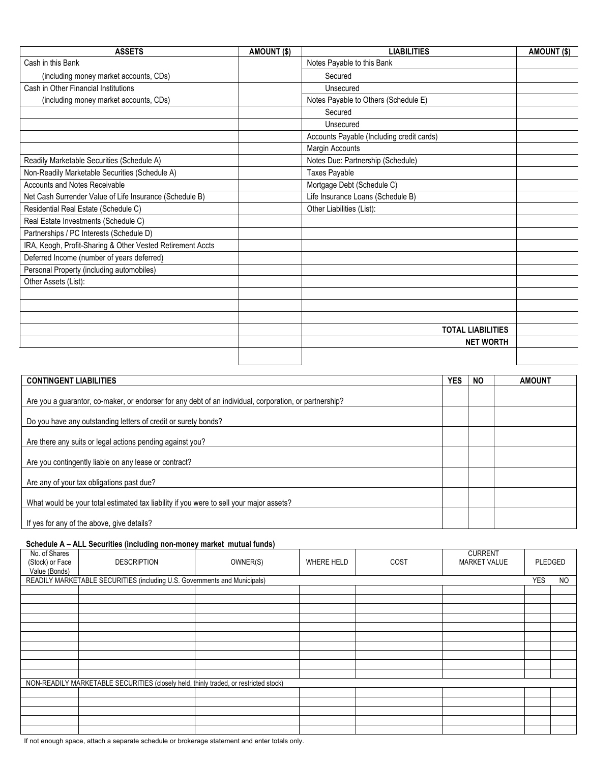| ASSETS | AMOUNT ($) | LIABILITIES | AMOUNT ($) |
|---|---|---|---|
| Cash in this Bank | | Notes Payable to this Bank | |
| (including money market accounts, CDs) | | Secured | |
| Cash in Other Financial Institutions | | Unsecured | |
| (including money market accounts, CDs) | | Notes Payable to Others (Schedule E) | |
| | | Secured | |
| | | Unsecured | |
| | | Accounts Payable (Including credit cards) | |
| | | Margin Accounts | |
| Readily Marketable Securities (Schedule A) | | Notes Due: Partnership (Schedule) | |
| Non-Readily Marketable Securities (Schedule A) | | Taxes Payable | |
| Accounts and Notes Receivable | | Mortgage Debt (Schedule C) | |
| Net Cash Surrender Value of Life Insurance (Schedule B) | | Life Insurance Loans (Schedule B) | |
| Residential Real Estate (Schedule C) | | Other Liabilities (List): | |
| Real Estate Investments (Schedule C) | | | |
| Partnerships / PC Interests (Schedule D) | | | |
| IRA, Keogh, Profit-Sharing & Other Vested Retirement Accts | | | |
| Deferred Income (number of years deferred) | | | |
| Personal Property (including automobiles) | | | |
| Other Assets (List): | | | |
| | | | |
| | | | |
| | | | |
| | | TOTAL LIABILITIES | |
| | | NET WORTH | |
| | | | |

| CONTINGENT LIABILITIES | YES | NO | AMOUNT |
|---|---|---|---|
| Are you a guarantor, co-maker, or endorser for any debt of an individual, corporation, or partnership? | | | |
| Do you have any outstanding letters of credit or surety bonds? | | | |
| Are there any suits or legal actions pending against you? | | | |
| Are you contingently liable on any lease or contract? | | | |
| Are any of your tax obligations past due? | | | |
| What would be your total estimated tax liability if you were to sell your major assets? | | | |
| If yes for any of the above, give details? | | | |

**Schedule A – ALL Securities (including non-money market mutual funds)**

| No. of Shares (Stock) or Face Value (Bonds) | DESCRIPTION | OWNER(S) | WHERE HELD | COST | CURRENT MARKET VALUE | PLEDGED | |
|---|---|---|---|---|---|---|---|
| READILY MARKETABLE SECURITIES (including U.S. Governments and Municipals) | | | | | | YES | NO |
| | | | | | | | |
| | | | | | | | |
| | | | | | | | |
| | | | | | | | |
| | | | | | | | |
| | | | | | | | |
| | | | | | | | |
| | | | | | | | |
| | | | | | | | |
| | | | | | | | |
| NON-READILY MARKETABLE SECURITIES (closely held, thinly traded, or restricted stock) | | | | | | | |
| | | | | | | | |
| | | | | | | | |
| | | | | | | | |
| | | | | | | | |
| | | | | | | | |

If not enough space, attach a separate schedule or brokerage statement and enter totals only.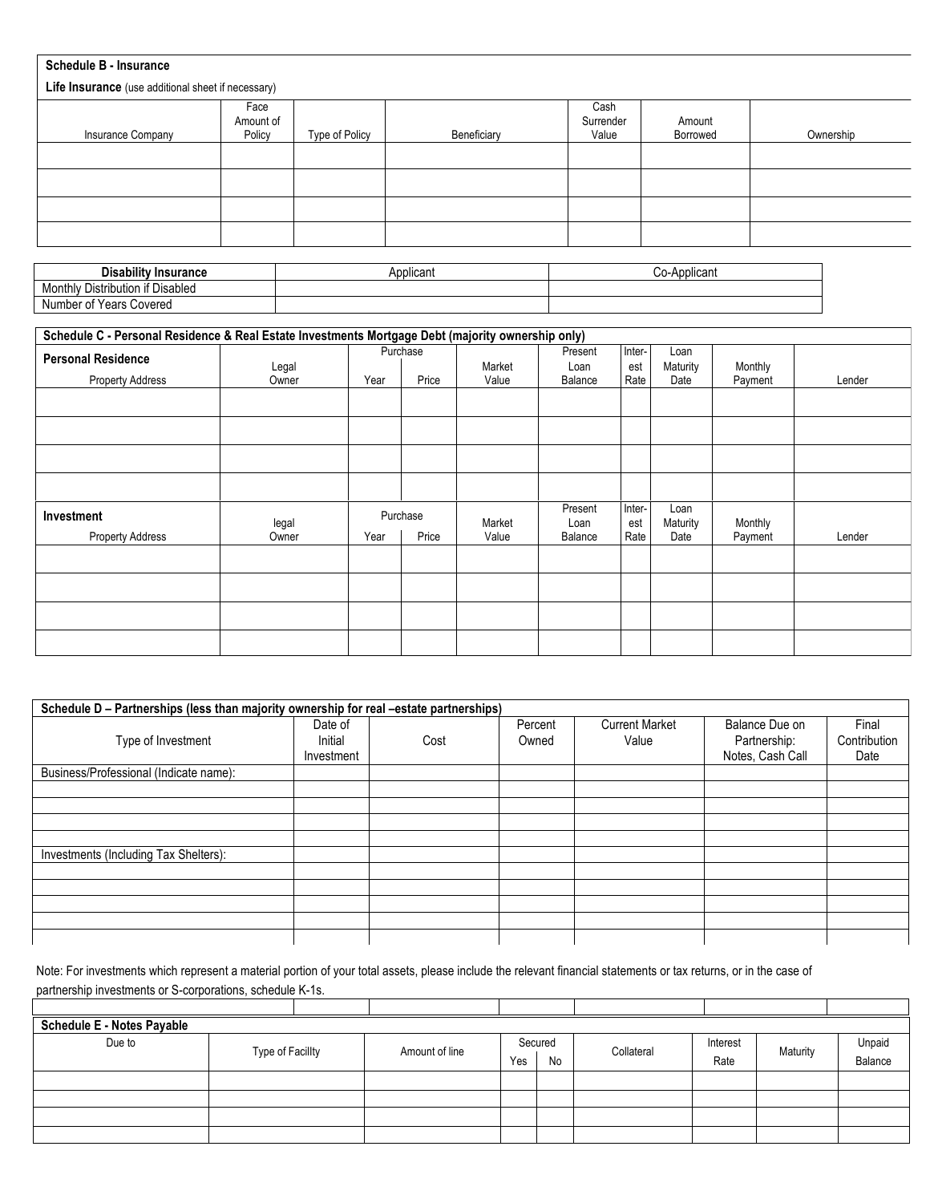**Schedule B - Insurance**

**Life Insurance** (use additional sheet if necessary)

| Insurance Company | Face Amount of Policy | Type of Policy | Beneficiary | Cash Surrender Value | Amount Borrowed | Ownership |
|---|---|---|---|---|---|---|
| | | | | | | |
| | | | | | | |
| | | | | | | |
| | | | | | | |

| Disability Insurance | Applicant | Co-Applicant |
|---|---|---|
| Monthly Distribution if Disabled | | |
| Number of Years Covered | | |

**Schedule C - Personal Residence & Real Estate Investments Mortgage Debt (majority ownership only)**

| **Personal Residence** | | Purchase | | | | | | | | |
|---|---|---|---|---|---|---|---|---|---|---|
| Property Address | Legal Owner | Year | Price | Market Value | Present Loan Balance | Inter-est Rate | Loan Maturity Date | Monthly Payment | Lender |
| | | | | | | | | | |
| | | | | | | | | | |
| | | | | | | | | | |
| | | | | | | | | | |
| **Investment** | | Purchase | | | | | | | |
| Property Address | legal Owner | Year | Price | Market Value | Present Loan Balance | Inter-est Rate | Loan Maturity Date | Monthly Payment | Lender |
| | | | | | | | | | |
| | | | | | | | | | |
| | | | | | | | | | |
| | | | | | | | | | |

**Schedule D – Partnerships (less than majority ownership for real –estate partnerships)**

| Type of Investment | Date of Initial Investment | Cost | Percent Owned | Current Market Value | Balance Due on Partnership: Notes, Cash Call | Final Contribution Date |
|---|---|---|---|---|---|---|
| Business/Professional (Indicate name): | | | | | | |
| | | | | | | |
| | | | | | | |
| | | | | | | |
| | | | | | | |
| Investments (Including Tax Shelters): | | | | | | |
| | | | | | | |
| | | | | | | |
| | | | | | | |
| | | | | | | |
| | | | | | | |

Note: For investments which represent a material portion of your total assets, please include the relevant financial statements or tax returns, or in the case of partnership investments or S-corporations, schedule K-1s.

**Schedule E - Notes Payable**

| Due to | Type of Facillty | Amount of line | Secured | | Collateral | Interest Rate | Maturity | Unpaid Balance |
|---|---|---|---|---|---|---|---|---|
| | | | Yes | No | | | | |
| | | | | | | | | |
| | | | | | | | | |
| | | | | | | | | |
| | | | | | | | | |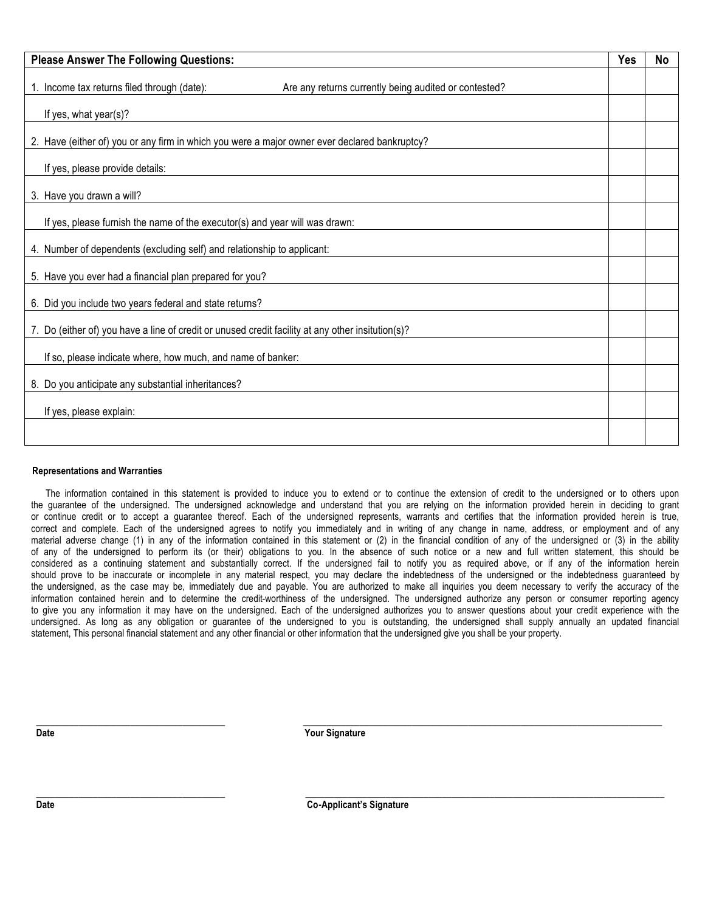| Please Answer The Following Questions: | Yes | No |
|---|---|---|
| 1. Income tax returns filed through (date): Are any returns currently being audited or contested? | | |
| If yes, what year(s)? | | |
| 2. Have (either of) you or any firm in which you were a major owner ever declared bankruptcy? | | |
| If yes, please provide details: | | |
| 3. Have you drawn a will? | | |
| If yes, please furnish the name of the executor(s) and year will was drawn: | | |
| 4. Number of dependents (excluding self) and relationship to applicant: | | |
| 5. Have you ever had a financial plan prepared for you? | | |
| 6. Did you include two years federal and state returns? | | |
| 7. Do (either of) you have a line of credit or unused credit facility at any other insitution(s)? | | |
| If so, please indicate where, how much, and name of banker: | | |
| 8. Do you anticipate any substantial inheritances? | | |
| If yes, please explain: | | |
| | | |

**Representations and Warranties**

The information contained in this statement is provided to induce you to extend or to continue the extension of credit to the undersigned or to others upon the guarantee of the undersigned. The undersigned acknowledge and understand that you are relying on the information provided herein in deciding to grant or continue credit or to accept a guarantee thereof. Each of the undersigned represents, warrants and certifies that the information provided herein is true, correct and complete. Each of the undersigned agrees to notify you immediately and in writing of any change in name, address, or employment and of any material adverse change (1) in any of the information contained in this statement or (2) in the financial condition of any of the undersigned or (3) in the ability of any of the undersigned to perform its (or their) obligations to you. In the absence of such notice or a new and full written statement, this should be considered as a continuing statement and substantially correct. If the undersigned fail to notify you as required above, or if any of the information herein should prove to be inaccurate or incomplete in any material respect, you may declare the indebtedness of the undersigned or the indebtedness guaranteed by the undersigned, as the case may be, immediately due and payable. You are authorized to make all inquiries you deem necessary to verify the accuracy of the information contained herein and to determine the credit-worthiness of the undersigned. The undersigned authorize any person or consumer reporting agency to give you any information it may have on the undersigned. Each of the undersigned authorizes you to answer questions about your credit experience with the undersigned. As long as any obligation or guarantee of the undersigned to you is outstanding, the undersigned shall supply annually an updated financial statement, This personal financial statement and any other financial or other information that the undersigned give you shall be your property.

\_\_\_\_\_\_\_\_\_\_\_\_\_\_\_\_\_\_\_\_\_\_\_\_\_\_\_\_ \_\_\_\_\_\_\_\_\_\_\_\_\_\_\_\_\_\_\_\_\_\_\_\_\_\_\_\_\_\_\_\_\_\_\_\_\_\_\_\_\_\_\_\_
**Date** **Your Signature**

\_\_\_\_\_\_\_\_\_\_\_\_\_\_\_\_\_\_\_\_\_\_\_\_\_\_\_\_ \_\_\_\_\_\_\_\_\_\_\_\_\_\_\_\_\_\_\_\_\_\_\_\_\_\_\_\_\_\_\_\_\_\_\_\_\_\_\_\_\_\_\_\_
**Date** **Co-Applicant's Signature**